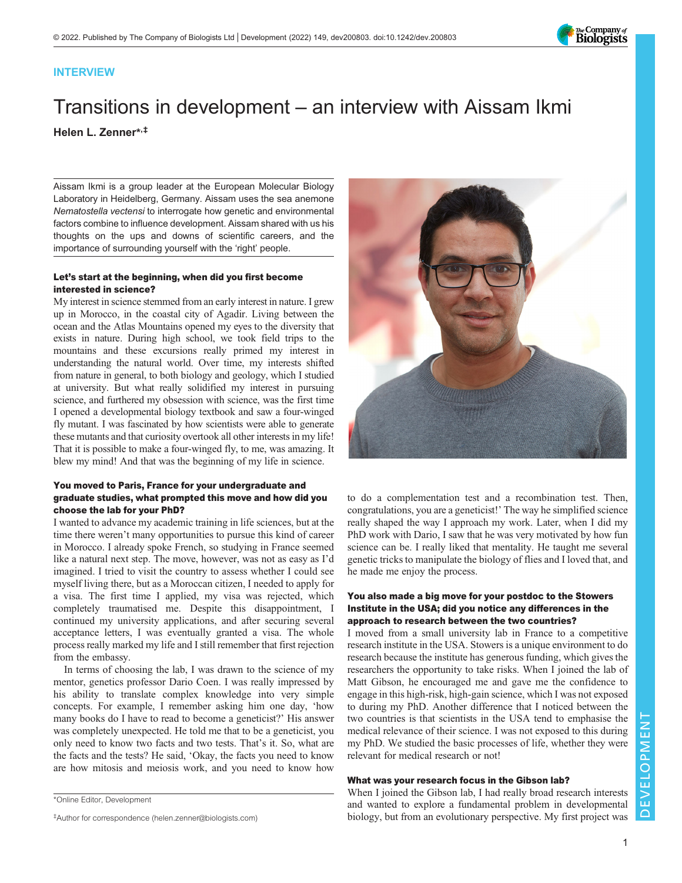INTERVIEW

# Transitions in development – an interview with Aissam Ikmi

**Helen L. Zenner**[*,‡]

Aissam Ikmi is a group leader at the European Molecular Biology Laboratory in Heidelberg, Germany. Aissam uses the sea anemone *Nematostella vectensi* to interrogate how genetic and environmental factors combine to influence development. Aissam shared with us his thoughts on the ups and downs of scientific careers, and the importance of surrounding yourself with the 'right' people.

### Let's start at the beginning, when did you first become interested in science?

My interest in science stemmed from an early interest in nature. I grew up in Morocco, in the coastal city of Agadir. Living between the ocean and the Atlas Mountains opened my eyes to the diversity that exists in nature. During high school, we took field trips to the mountains and these excursions really primed my interest in understanding the natural world. Over time, my interests shifted from nature in general, to both biology and geology, which I studied at university. But what really solidified my interest in pursuing science, and furthered my obsession with science, was the first time I opened a developmental biology textbook and saw a four-winged fly mutant. I was fascinated by how scientists were able to generate these mutants and that curiosity overtook all other interests in my life! That it is possible to make a four-winged fly, to me, was amazing. It blew my mind! And that was the beginning of my life in science.

### You moved to Paris, France for your undergraduate and graduate studies, what prompted this move and how did you choose the lab for your PhD?

I wanted to advance my academic training in life sciences, but at the time there weren't many opportunities to pursue this kind of career in Morocco. I already spoke French, so studying in France seemed like a natural next step. The move, however, was not as easy as I'd imagined. I tried to visit the country to assess whether I could see myself living there, but as a Moroccan citizen, I needed to apply for a visa. The first time I applied, my visa was rejected, which completely traumatised me. Despite this disappointment, I continued my university applications, and after securing several acceptance letters, I was eventually granted a visa. The whole process really marked my life and I still remember that first rejection from the embassy.

In terms of choosing the lab, I was drawn to the science of my mentor, genetics professor Dario Coen. I was really impressed by his ability to translate complex knowledge into very simple concepts. For example, I remember asking him one day, 'how many books do I have to read to become a geneticist?' His answer was completely unexpected. He told me that to be a geneticist, you only need to know two facts and two tests. That's it. So, what are the facts and the tests? He said, 'Okay, the facts you need to know are how mitosis and meiosis work, and you need to know how to do a complementation test and a recombination test. Then, congratulations, you are a geneticist!' The way he simplified science really shaped the way I approach my work. Later, when I did my PhD work with Dario, I saw that he was very motivated by how fun science can be. I really liked that mentality. He taught me several genetic tricks to manipulate the biology of flies and I loved that, and he made me enjoy the process.

### You also made a big move for your postdoc to the Stowers Institute in the USA; did you notice any differences in the approach to research between the two countries?

I moved from a small university lab in France to a competitive research institute in the USA. Stowers is a unique environment to do research because the institute has generous funding, which gives the researchers the opportunity to take risks. When I joined the lab of Matt Gibson, he encouraged me and gave me the confidence to engage in this high-risk, high-gain science, which I was not exposed to during my PhD. Another difference that I noticed between the two countries is that scientists in the USA tend to emphasise the medical relevance of their science. I was not exposed to this during my PhD. We studied the basic processes of life, whether they were relevant for medical research or not!

### What was your research focus in the Gibson lab?

When I joined the Gibson lab, I had really broad research interests and wanted to explore a fundamental problem in developmental biology, but from an evolutionary perspective. My first project was

*Online Editor, Development

‡Author for correspondence (helen.zenner@biologists.com)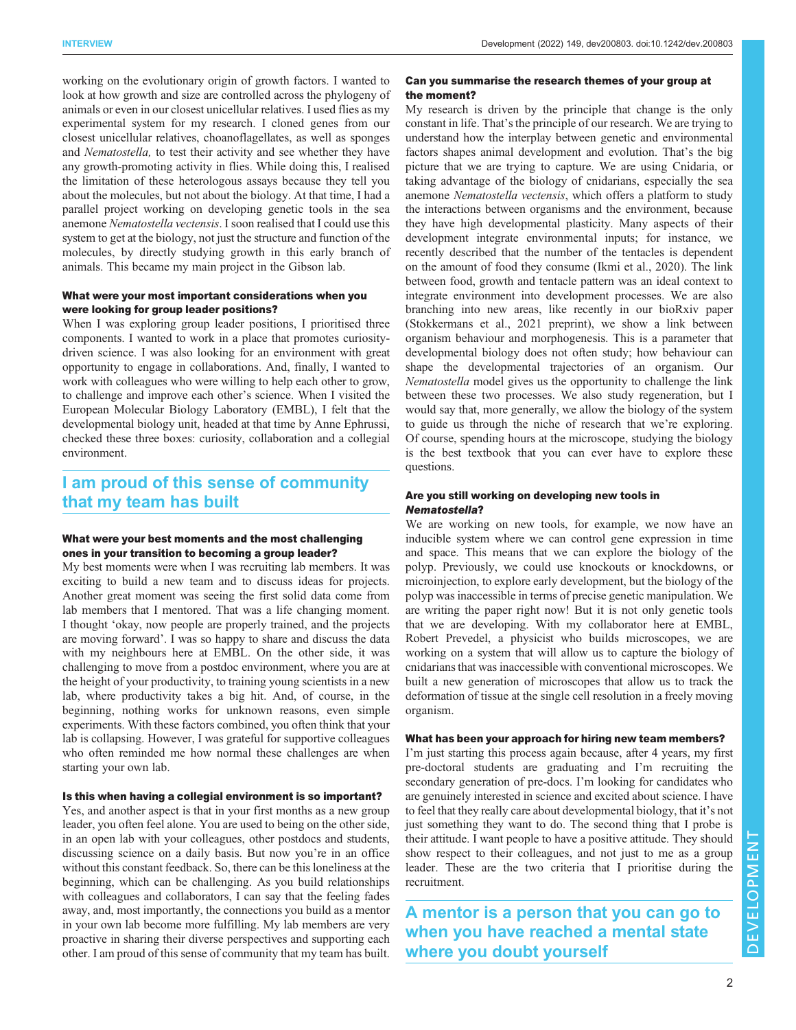working on the evolutionary origin of growth factors. I wanted to look at how growth and size are controlled across the phylogeny of animals or even in our closest unicellular relatives. I used flies as my experimental system for my research. I cloned genes from our closest unicellular relatives, choanoflagellates, as well as sponges and *Nematostella,* to test their activity and see whether they have any growth-promoting activity in flies. While doing this, I realised the limitation of these heterologous assays because they tell you about the molecules, but not about the biology. At that time, I had a parallel project working on developing genetic tools in the sea anemone *Nematostella vectensis*. I soon realised that I could use this system to get at the biology, not just the structure and function of the molecules, by directly studying growth in this early branch of animals. This became my main project in the Gibson lab.

### What were your most important considerations when you were looking for group leader positions?

When I was exploring group leader positions, I prioritised three components. I wanted to work in a place that promotes curiosity-driven science. I was also looking for an environment with great opportunity to engage in collaborations. And, finally, I wanted to work with colleagues who were willing to help each other to grow, to challenge and improve each other's science. When I visited the European Molecular Biology Laboratory (EMBL), I felt that the developmental biology unit, headed at that time by Anne Ephrussi, checked these three boxes: curiosity, collaboration and a collegial environment.

## I am proud of this sense of community that my team has built

### What were your best moments and the most challenging ones in your transition to becoming a group leader?

My best moments were when I was recruiting lab members. It was exciting to build a new team and to discuss ideas for projects. Another great moment was seeing the first solid data come from lab members that I mentored. That was a life changing moment. I thought 'okay, now people are properly trained, and the projects are moving forward'. I was so happy to share and discuss the data with my neighbours here at EMBL. On the other side, it was challenging to move from a postdoc environment, where you are at the height of your productivity, to training young scientists in a new lab, where productivity takes a big hit. And, of course, in the beginning, nothing works for unknown reasons, even simple experiments. With these factors combined, you often think that your lab is collapsing. However, I was grateful for supportive colleagues who often reminded me how normal these challenges are when starting your own lab.

### Is this when having a collegial environment is so important?

Yes, and another aspect is that in your first months as a new group leader, you often feel alone. You are used to being on the other side, in an open lab with your colleagues, other postdocs and students, discussing science on a daily basis. But now you're in an office without this constant feedback. So, there can be this loneliness at the beginning, which can be challenging. As you build relationships with colleagues and collaborators, I can say that the feeling fades away, and, most importantly, the connections you build as a mentor in your own lab become more fulfilling. My lab members are very proactive in sharing their diverse perspectives and supporting each other. I am proud of this sense of community that my team has built.

### Can you summarise the research themes of your group at the moment?

My research is driven by the principle that change is the only constant in life. That's the principle of our research. We are trying to understand how the interplay between genetic and environmental factors shapes animal development and evolution. That's the big picture that we are trying to capture. We are using Cnidaria, or taking advantage of the biology of cnidarians, especially the sea anemone *Nematostella vectensis*, which offers a platform to study the interactions between organisms and the environment, because they have high developmental plasticity. Many aspects of their development integrate environmental inputs; for instance, we recently described that the number of the tentacles is dependent on the amount of food they consume (Ikmi et al., 2020). The link between food, growth and tentacle pattern was an ideal context to integrate environment into development processes. We are also branching into new areas, like recently in our bioRxiv paper (Stokkermans et al., 2021 preprint), we show a link between organism behaviour and morphogenesis. This is a parameter that developmental biology does not often study; how behaviour can shape the developmental trajectories of an organism. Our *Nematostella* model gives us the opportunity to challenge the link between these two processes. We also study regeneration, but I would say that, more generally, we allow the biology of the system to guide us through the niche of research that we're exploring. Of course, spending hours at the microscope, studying the biology is the best textbook that you can ever have to explore these questions.

### Are you still working on developing new tools in *Nematostella*?

We are working on new tools, for example, we now have an inducible system where we can control gene expression in time and space. This means that we can explore the biology of the polyp. Previously, we could use knockouts or knockdowns, or microinjection, to explore early development, but the biology of the polyp was inaccessible in terms of precise genetic manipulation. We are writing the paper right now! But it is not only genetic tools that we are developing. With my collaborator here at EMBL, Robert Prevedel, a physicist who builds microscopes, we are working on a system that will allow us to capture the biology of cnidarians that was inaccessible with conventional microscopes. We built a new generation of microscopes that allow us to track the deformation of tissue at the single cell resolution in a freely moving organism.

### What has been your approach for hiring new team members?

I'm just starting this process again because, after 4 years, my first pre-doctoral students are graduating and I'm recruiting the secondary generation of pre-docs. I'm looking for candidates who are genuinely interested in science and excited about science. I have to feel that they really care about developmental biology, that it's not just something they want to do. The second thing that I probe is their attitude. I want people to have a positive attitude. They should show respect to their colleagues, and not just to me as a group leader. These are the two criteria that I prioritise during the recruitment.

## A mentor is a person that you can go to when you have reached a mental state where you doubt yourself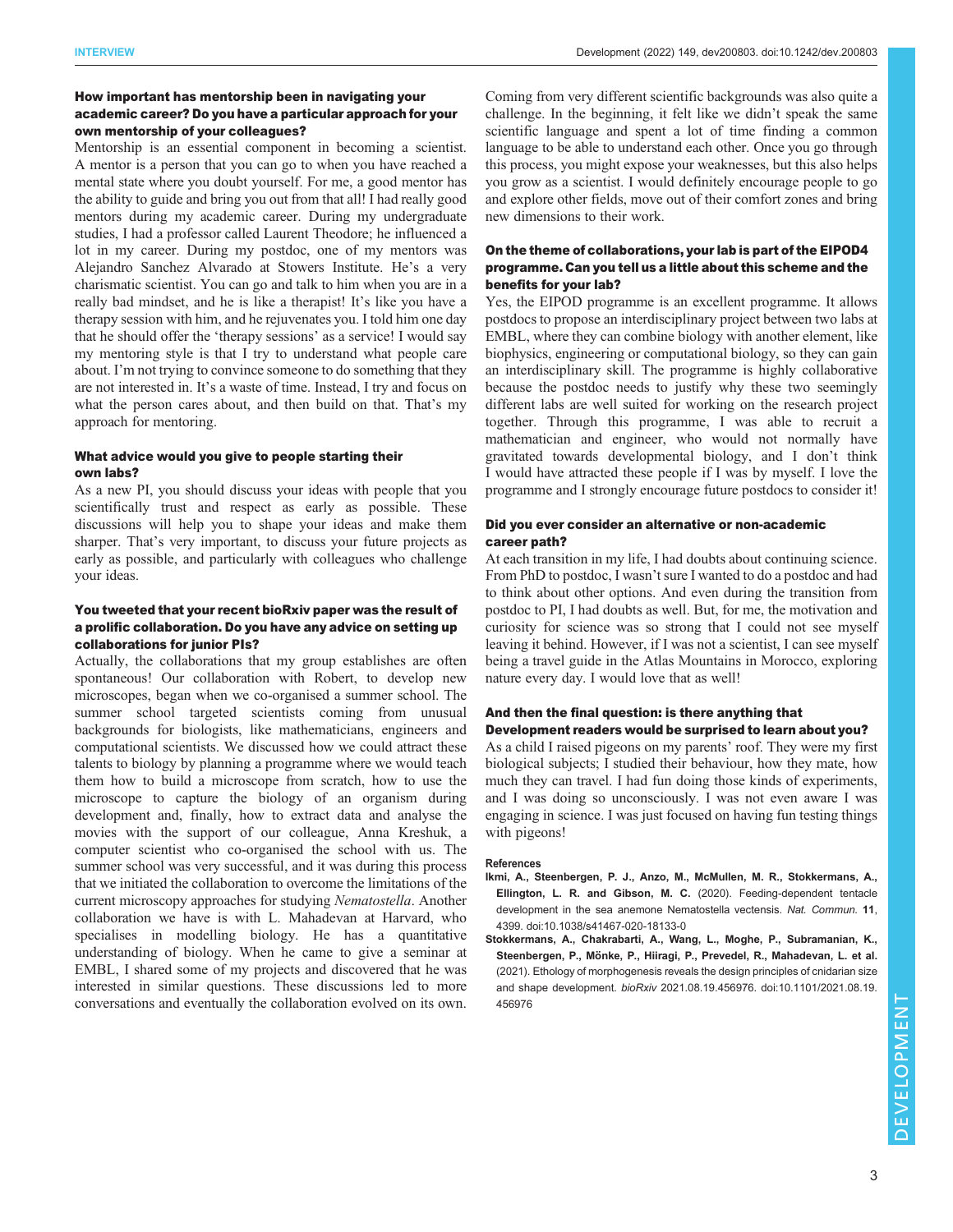**How important has mentorship been in navigating your academic career? Do you have a particular approach for your own mentorship of your colleagues?**

Mentorship is an essential component in becoming a scientist. A mentor is a person that you can go to when you have reached a mental state where you doubt yourself. For me, a good mentor has the ability to guide and bring you out from that all! I had really good mentors during my academic career. During my undergraduate studies, I had a professor called Laurent Theodore; he influenced a lot in my career. During my postdoc, one of my mentors was Alejandro Sanchez Alvarado at Stowers Institute. He's a very charismatic scientist. You can go and talk to him when you are in a really bad mindset, and he is like a therapist! It's like you have a therapy session with him, and he rejuvenates you. I told him one day that he should offer the 'therapy sessions' as a service! I would say my mentoring style is that I try to understand what people care about. I'm not trying to convince someone to do something that they are not interested in. It's a waste of time. Instead, I try and focus on what the person cares about, and then build on that. That's my approach for mentoring.

**What advice would you give to people starting their own labs?**

As a new PI, you should discuss your ideas with people that you scientifically trust and respect as early as possible. These discussions will help you to shape your ideas and make them sharper. That's very important, to discuss your future projects as early as possible, and particularly with colleagues who challenge your ideas.

**You tweeted that your recent bioRxiv paper was the result of a prolific collaboration. Do you have any advice on setting up collaborations for junior PIs?**

Actually, the collaborations that my group establishes are often spontaneous! Our collaboration with Robert, to develop new microscopes, began when we co-organised a summer school. The summer school targeted scientists coming from unusual backgrounds for biologists, like mathematicians, engineers and computational scientists. We discussed how we could attract these talents to biology by planning a programme where we would teach them how to build a microscope from scratch, how to use the microscope to capture the biology of an organism during development and, finally, how to extract data and analyse the movies with the support of our colleague, Anna Kreshuk, a computer scientist who co-organised the school with us. The summer school was very successful, and it was during this process that we initiated the collaboration to overcome the limitations of the current microscopy approaches for studying *Nematostella*. Another collaboration we have is with L. Mahadevan at Harvard, who specialises in modelling biology. He has a quantitative understanding of biology. When he came to give a seminar at EMBL, I shared some of my projects and discovered that he was interested in similar questions. These discussions led to more conversations and eventually the collaboration evolved on its own.

Coming from very different scientific backgrounds was also quite a challenge. In the beginning, it felt like we didn't speak the same scientific language and spent a lot of time finding a common language to be able to understand each other. Once you go through this process, you might expose your weaknesses, but this also helps you grow as a scientist. I would definitely encourage people to go and explore other fields, move out of their comfort zones and bring new dimensions to their work.

**On the theme of collaborations, your lab is part of the EIPOD4 programme. Can you tell us a little about this scheme and the benefits for your lab?**

Yes, the EIPOD programme is an excellent programme. It allows postdocs to propose an interdisciplinary project between two labs at EMBL, where they can combine biology with another element, like biophysics, engineering or computational biology, so they can gain an interdisciplinary skill. The programme is highly collaborative because the postdoc needs to justify why these two seemingly different labs are well suited for working on the research project together. Through this programme, I was able to recruit a mathematician and engineer, who would not normally have gravitated towards developmental biology, and I don't think I would have attracted these people if I was by myself. I love the programme and I strongly encourage future postdocs to consider it!

**Did you ever consider an alternative or non-academic career path?**

At each transition in my life, I had doubts about continuing science. From PhD to postdoc, I wasn't sure I wanted to do a postdoc and had to think about other options. And even during the transition from postdoc to PI, I had doubts as well. But, for me, the motivation and curiosity for science was so strong that I could not see myself leaving it behind. However, if I was not a scientist, I can see myself being a travel guide in the Atlas Mountains in Morocco, exploring nature every day. I would love that as well!

**And then the final question: is there anything that Development readers would be surprised to learn about you?**

As a child I raised pigeons on my parents' roof. They were my first biological subjects; I studied their behaviour, how they mate, how much they can travel. I had fun doing those kinds of experiments, and I was doing so unconsciously. I was not even aware I was engaging in science. I was just focused on having fun testing things with pigeons!

**References**

**Ikmi, A., Steenbergen, P. J., Anzo, M., McMullen, M. R., Stokkermans, A., Ellington, L. R. and Gibson, M. C.** (2020). Feeding-dependent tentacle development in the sea anemone Nematostella vectensis. *Nat. Commun.* **11**, 4399. doi:10.1038/s41467-020-18133-0

**Stokkermans, A., Chakrabarti, A., Wang, L., Moghe, P., Subramanian, K., Steenbergen, P., Mönke, P., Hiiragi, P., Prevedel, R., Mahadevan, L. et al.** (2021). Ethology of morphogenesis reveals the design principles of cnidarian size and shape development. *bioRxiv* 2021.08.19.456976. doi:10.1101/2021.08.19.456976